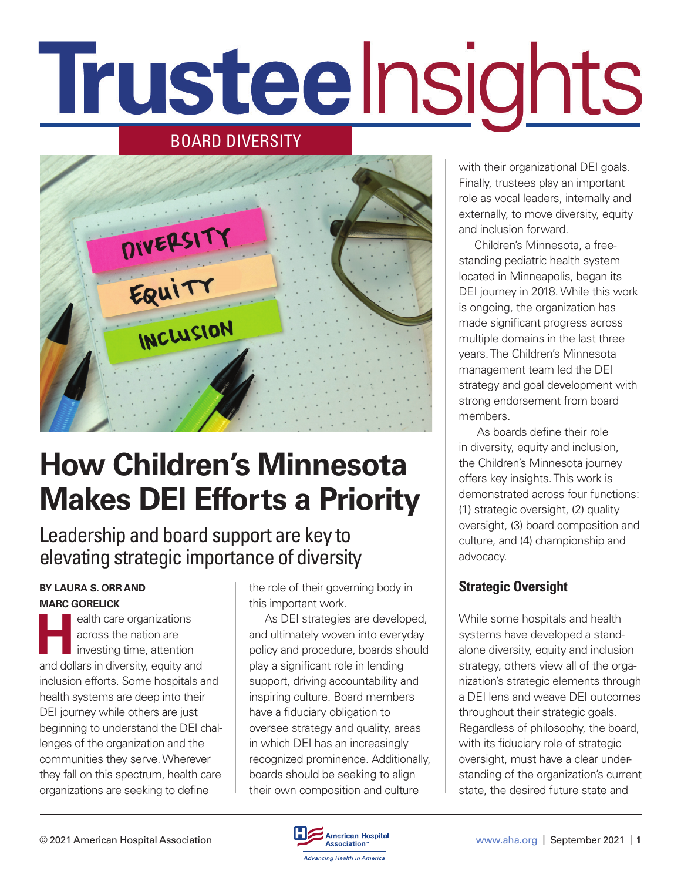# TrusteeInsights

BOARD DIVERSITY

# How Children's Minnesota Makes DEI Efforts a Priority

## Leadership and board support are key to elevating strategic importance of diversity

**BY LAURA S. ORR AND MARC GORELICK**

Health care organizations across the nation are investing time, attention and dollars in diversity, equity and inclusion efforts. Some hospitals and health systems are deep into their DEI journey while others are just beginning to understand the DEI challenges of the organization and the communities they serve. Wherever they fall on this spectrum, health care organizations are seeking to define the role of their governing body in this important work.

As DEI strategies are developed, and ultimately woven into everyday policy and procedure, boards should play a significant role in lending support, driving accountability and inspiring culture. Board members have a fiduciary obligation to oversee strategy and quality, areas in which DEI has an increasingly recognized prominence. Additionally, boards should be seeking to align their own composition and culture with their organizational DEI goals. Finally, trustees play an important role as vocal leaders, internally and externally, to move diversity, equity and inclusion forward.

Children's Minnesota, a free-standing pediatric health system located in Minneapolis, began its DEI journey in 2018. While this work is ongoing, the organization has made significant progress across multiple domains in the last three years. The Children's Minnesota management team led the DEI strategy and goal development with strong endorsement from board members.

As boards define their role in diversity, equity and inclusion, the Children's Minnesota journey offers key insights. This work is demonstrated across four functions: (1) strategic oversight, (2) quality oversight, (3) board composition and culture, and (4) championship and advocacy.

### Strategic Oversight

While some hospitals and health systems have developed a stand-alone diversity, equity and inclusion strategy, others view all of the organization's strategic elements through a DEI lens and weave DEI outcomes throughout their strategic goals. Regardless of philosophy, the board, with its fiduciary role of strategic oversight, must have a clear understanding of the organization's current state, the desired future state and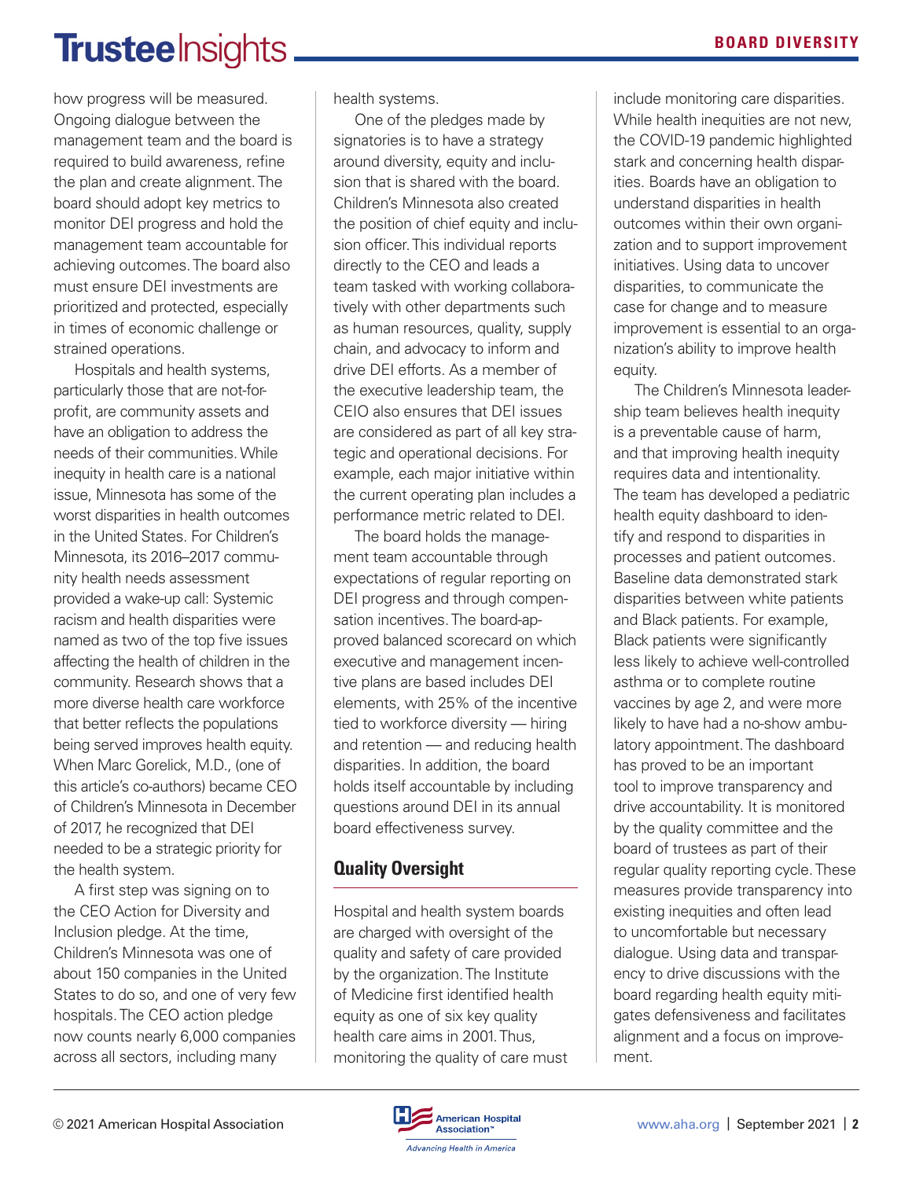how progress will be measured. Ongoing dialogue between the management team and the board is required to build awareness, refine the plan and create alignment. The board should adopt key metrics to monitor DEI progress and hold the management team accountable for achieving outcomes. The board also must ensure DEI investments are prioritized and protected, especially in times of economic challenge or strained operations.

Hospitals and health systems, particularly those that are not-for-profit, are community assets and have an obligation to address the needs of their communities. While inequity in health care is a national issue, Minnesota has some of the worst disparities in health outcomes in the United States. For Children's Minnesota, its 2016–2017 community health needs assessment provided a wake-up call: Systemic racism and health disparities were named as two of the top five issues affecting the health of children in the community. Research shows that a more diverse health care workforce that better reflects the populations being served improves health equity. When Marc Gorelick, M.D., (one of this article's co-authors) became CEO of Children's Minnesota in December of 2017, he recognized that DEI needed to be a strategic priority for the health system.

A first step was signing on to the CEO Action for Diversity and Inclusion pledge. At the time, Children's Minnesota was one of about 150 companies in the United States to do so, and one of very few hospitals. The CEO action pledge now counts nearly 6,000 companies across all sectors, including many health systems.

One of the pledges made by signatories is to have a strategy around diversity, equity and inclusion that is shared with the board. Children's Minnesota also created the position of chief equity and inclusion officer. This individual reports directly to the CEO and leads a team tasked with working collaboratively with other departments such as human resources, quality, supply chain, and advocacy to inform and drive DEI efforts. As a member of the executive leadership team, the CEIO also ensures that DEI issues are considered as part of all key strategic and operational decisions. For example, each major initiative within the current operating plan includes a performance metric related to DEI.

The board holds the management team accountable through expectations of regular reporting on DEI progress and through compensation incentives. The board-approved balanced scorecard on which executive and management incentive plans are based includes DEI elements, with 25% of the incentive tied to workforce diversity — hiring and retention — and reducing health disparities. In addition, the board holds itself accountable by including questions around DEI in its annual board effectiveness survey.

## Quality Oversight

Hospital and health system boards are charged with oversight of the quality and safety of care provided by the organization. The Institute of Medicine first identified health equity as one of six key quality health care aims in 2001. Thus, monitoring the quality of care must include monitoring care disparities. While health inequities are not new, the COVID-19 pandemic highlighted stark and concerning health disparities. Boards have an obligation to understand disparities in health outcomes within their own organization and to support improvement initiatives. Using data to uncover disparities, to communicate the case for change and to measure improvement is essential to an organization's ability to improve health equity.

The Children's Minnesota leadership team believes health inequity is a preventable cause of harm, and that improving health inequity requires data and intentionality. The team has developed a pediatric health equity dashboard to identify and respond to disparities in processes and patient outcomes. Baseline data demonstrated stark disparities between white patients and Black patients. For example, Black patients were significantly less likely to achieve well-controlled asthma or to complete routine vaccines by age 2, and were more likely to have had a no-show ambulatory appointment. The dashboard has proved to be an important tool to improve transparency and drive accountability. It is monitored by the quality committee and the board of trustees as part of their regular quality reporting cycle. These measures provide transparency into existing inequities and often lead to uncomfortable but necessary dialogue. Using data and transparency to drive discussions with the board regarding health equity mitigates defensiveness and facilitates alignment and a focus on improvement.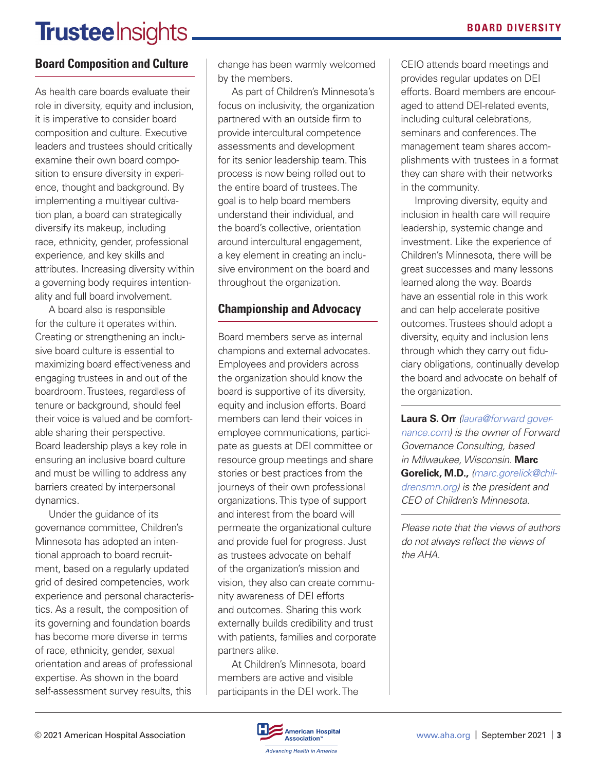## Board Composition and Culture

As health care boards evaluate their role in diversity, equity and inclusion, it is imperative to consider board composition and culture. Executive leaders and trustees should critically examine their own board composition to ensure diversity in experience, thought and background. By implementing a multiyear cultivation plan, a board can strategically diversify its makeup, including race, ethnicity, gender, professional experience, and key skills and attributes. Increasing diversity within a governing body requires intentionality and full board involvement.

A board also is responsible for the culture it operates within. Creating or strengthening an inclusive board culture is essential to maximizing board effectiveness and engaging trustees in and out of the boardroom. Trustees, regardless of tenure or background, should feel their voice is valued and be comfortable sharing their perspective. Board leadership plays a key role in ensuring an inclusive board culture and must be willing to address any barriers created by interpersonal dynamics.

Under the guidance of its governance committee, Children's Minnesota has adopted an intentional approach to board recruitment, based on a regularly updated grid of desired competencies, work experience and personal characteristics. As a result, the composition of its governing and foundation boards has become more diverse in terms of race, ethnicity, gender, sexual orientation and areas of professional expertise. As shown in the board self-assessment survey results, this change has been warmly welcomed by the members.

As part of Children's Minnesota's focus on inclusivity, the organization partnered with an outside firm to provide intercultural competence assessments and development for its senior leadership team. This process is now being rolled out to the entire board of trustees. The goal is to help board members understand their individual, and the board's collective, orientation around intercultural engagement, a key element in creating an inclusive environment on the board and throughout the organization.

## Championship and Advocacy

Board members serve as internal champions and external advocates. Employees and providers across the organization should know the board is supportive of its diversity, equity and inclusion efforts. Board members can lend their voices in employee communications, participate as guests at DEI committee or resource group meetings and share stories or best practices from the journeys of their own professional organizations. This type of support and interest from the board will permeate the organizational culture and provide fuel for progress. Just as trustees advocate on behalf of the organization's mission and vision, they also can create community awareness of DEI efforts and outcomes. Sharing this work externally builds credibility and trust with patients, families and corporate partners alike.

At Children's Minnesota, board members are active and visible participants in the DEI work. The CEIO attends board meetings and provides regular updates on DEI efforts. Board members are encouraged to attend DEI-related events, including cultural celebrations, seminars and conferences. The management team shares accomplishments with trustees in a format they can share with their networks in the community.

Improving diversity, equity and inclusion in health care will require leadership, systemic change and investment. Like the experience of Children's Minnesota, there will be great successes and many lessons learned along the way. Boards have an essential role in this work and can help accelerate positive outcomes. Trustees should adopt a diversity, equity and inclusion lens through which they carry out fiduciary obligations, continually develop the board and advocate on behalf of the organization.

---

**Laura S. Orr** *(laura@forwardgovernance.com) is the owner of Forward Governance Consulting, based in Milwaukee, Wisconsin.* **Marc Gorelick, M.D.,** *(marc.gorelick@childrensmn.org) is the president and CEO of Children's Minnesota.*

---

*Please note that the views of authors do not always reflect the views of the AHA.*